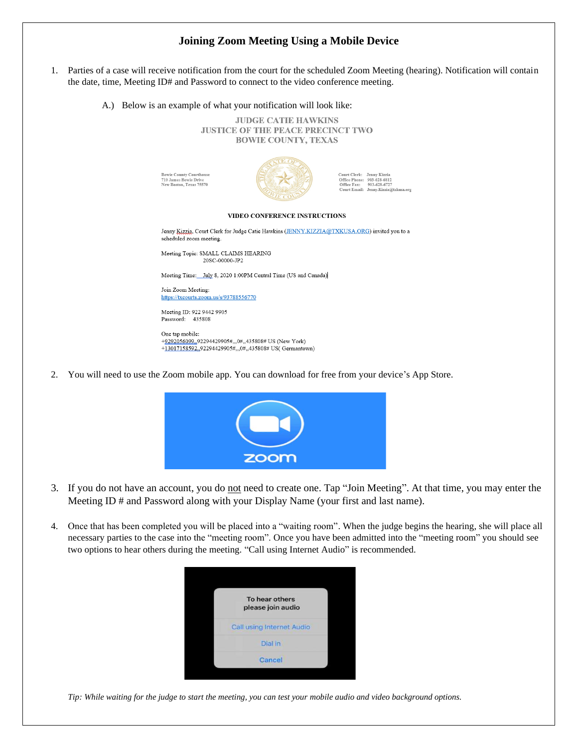# Joining Zoom Meeting Using a Mobile Device

1. Parties of a case will receive notification from the court for the scheduled Zoom Meeting (hearing). Notification will contain the date, time, Meeting ID# and Password to connect to the video conference meeting.

   A.) Below is an example of what your notification will look like:

   JUDGE CATIE HAWKINS
   JUSTICE OF THE PEACE PRECINCT TWO
   BOWIE COUNTY, TEXAS

   Bowie County Courthouse
   710 James Bowie Drive
   New Boston, Texas 75570

   Court Clerk: Jenny Kizzia
   Office Phone: 903-628-6812
   Office Fax: 903-628-6727
   Court Email: Jenny.Kizzia@txkusa.org

   **VIDEO CONFERENCE INSTRUCTIONS**

   Jenny Kizzia, Court Clerk for Judge Catie Hawkins (JENNY.KIZZIA@TXKUSA.ORG) invited you to a scheduled zoom meeting.

   Meeting Topic: SMALL CLAIMS HEARING
   20SC-00000-JP2

   Meeting Time: July 8, 2020 1:00PM Central Time (US and Canada)

   Join Zoom Meeting:
   https://txcourts.zoom.us/s/93788556770

   Meeting ID: 922 9442 9905
   Password: 435808

   One tap mobile:
   +9292056099,,92294429905#,,,0#,,435808# US (New York)
   +13017158592,,92294429905#,,,0#,,435808# US( Germantown)

2. You will need to use the Zoom mobile app. You can download for free from your device's App Store.

3. If you do not have an account, you do not need to create one. Tap "Join Meeting". At that time, you may enter the Meeting ID # and Password along with your Display Name (your first and last name).

4. Once that has been completed you will be placed into a "waiting room". When the judge begins the hearing, she will place all necessary parties to the case into the "meeting room". Once you have been admitted into the "meeting room" you should see two options to hear others during the meeting. "Call using Internet Audio" is recommended.

*Tip: While waiting for the judge to start the meeting, you can test your mobile audio and video background options.*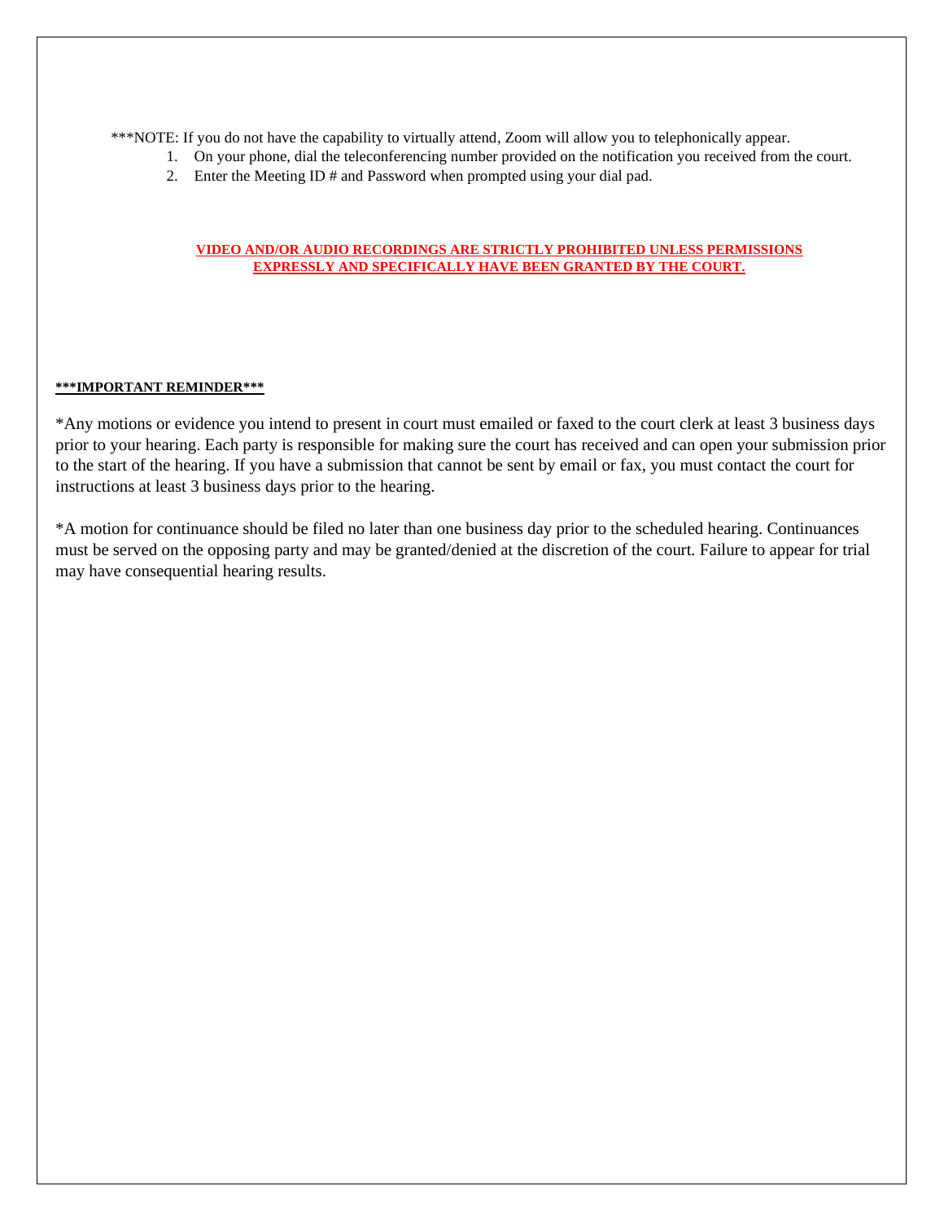***NOTE: If you do not have the capability to virtually attend, Zoom will allow you to telephonically appear.

1. On your phone, dial the teleconferencing number provided on the notification you received from the court.
2. Enter the Meeting ID # and Password when prompted using your dial pad.

**VIDEO AND/OR AUDIO RECORDINGS ARE STRICTLY PROHIBITED UNLESS PERMISSIONS EXPRESSLY AND SPECIFICALLY HAVE BEEN GRANTED BY THE COURT.**

**\*\*\*IMPORTANT REMINDER\*\*\***

*Any motions or evidence you intend to present in court must emailed or faxed to the court clerk at least 3 business days prior to your hearing. Each party is responsible for making sure the court has received and can open your submission prior to the start of the hearing. If you have a submission that cannot be sent by email or fax, you must contact the court for instructions at least 3 business days prior to the hearing.

*A motion for continuance should be filed no later than one business day prior to the scheduled hearing. Continuances must be served on the opposing party and may be granted/denied at the discretion of the court. Failure to appear for trial may have consequential hearing results.